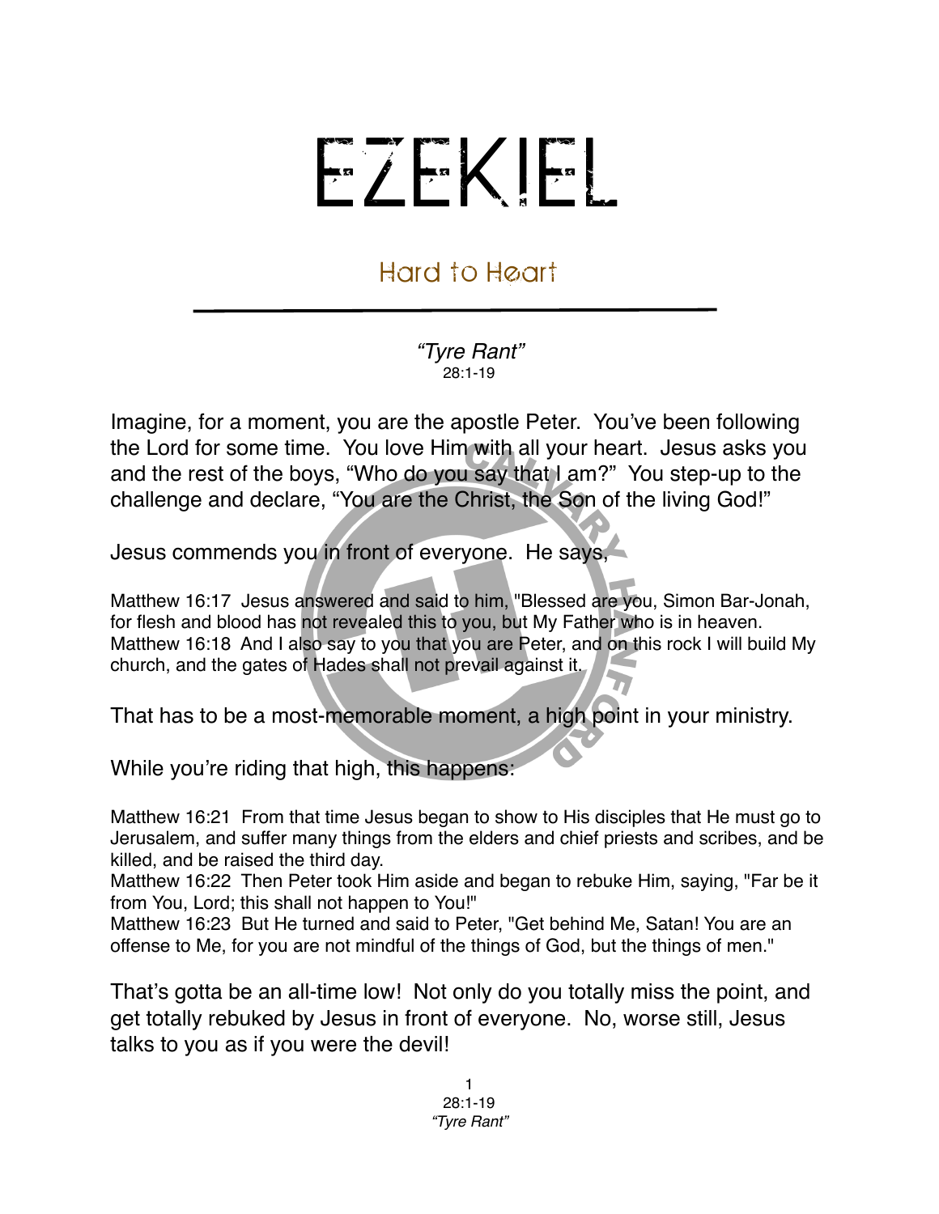# EZEKIEL

## Hard to Heart

---

*"Tyre Rant"*
28:1-19

Imagine, for a moment, you are the apostle Peter. You've been following the Lord for some time. You love Him with all your heart. Jesus asks you and the rest of the boys, "Who do you say that I am?" You step-up to the challenge and declare, "You are the Christ, the Son of the living God!"

Jesus commends you in front of everyone. He says,

Matthew 16:17 Jesus answered and said to him, "Blessed are you, Simon Bar-Jonah, for flesh and blood has not revealed this to you, but My Father who is in heaven.
Matthew 16:18 And I also say to you that you are Peter, and on this rock I will build My church, and the gates of Hades shall not prevail against it.

That has to be a most-memorable moment, a high point in your ministry.

While you're riding that high, this happens:

Matthew 16:21 From that time Jesus began to show to His disciples that He must go to Jerusalem, and suffer many things from the elders and chief priests and scribes, and be killed, and be raised the third day.
Matthew 16:22 Then Peter took Him aside and began to rebuke Him, saying, "Far be it from You, Lord; this shall not happen to You!"
Matthew 16:23 But He turned and said to Peter, "Get behind Me, Satan! You are an offense to Me, for you are not mindful of the things of God, but the things of men."

That's gotta be an all-time low! Not only do you totally miss the point, and get totally rebuked by Jesus in front of everyone. No, worse still, Jesus talks to you as if you were the devil!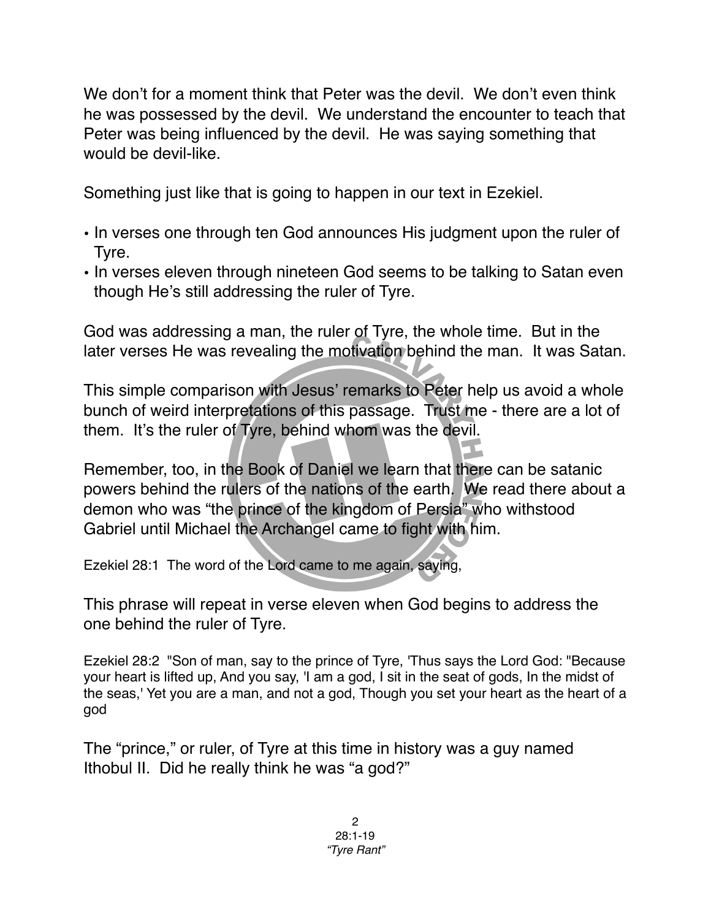We don't for a moment think that Peter was the devil. We don't even think he was possessed by the devil. We understand the encounter to teach that Peter was being influenced by the devil. He was saying something that would be devil-like.

Something just like that is going to happen in our text in Ezekiel.

- In verses one through ten God announces His judgment upon the ruler of Tyre.
- In verses eleven through nineteen God seems to be talking to Satan even though He's still addressing the ruler of Tyre.

God was addressing a man, the ruler of Tyre, the whole time. But in the later verses He was revealing the motivation behind the man. It was Satan.

This simple comparison with Jesus' remarks to Peter help us avoid a whole bunch of weird interpretations of this passage. Trust me - there are a lot of them. It's the ruler of Tyre, behind whom was the devil.

Remember, too, in the Book of Daniel we learn that there can be satanic powers behind the rulers of the nations of the earth. We read there about a demon who was "the prince of the kingdom of Persia" who withstood Gabriel until Michael the Archangel came to fight with him.

Ezekiel 28:1 The word of the Lord came to me again, saying,

This phrase will repeat in verse eleven when God begins to address the one behind the ruler of Tyre.

Ezekiel 28:2 "Son of man, say to the prince of Tyre, 'Thus says the Lord God: "Because your heart is lifted up, And you say, 'I am a god, I sit in the seat of gods, In the midst of the seas,' Yet you are a man, and not a god, Though you set your heart as the heart of a god

The "prince," or ruler, of Tyre at this time in history was a guy named Ithobul II. Did he really think he was "a god?"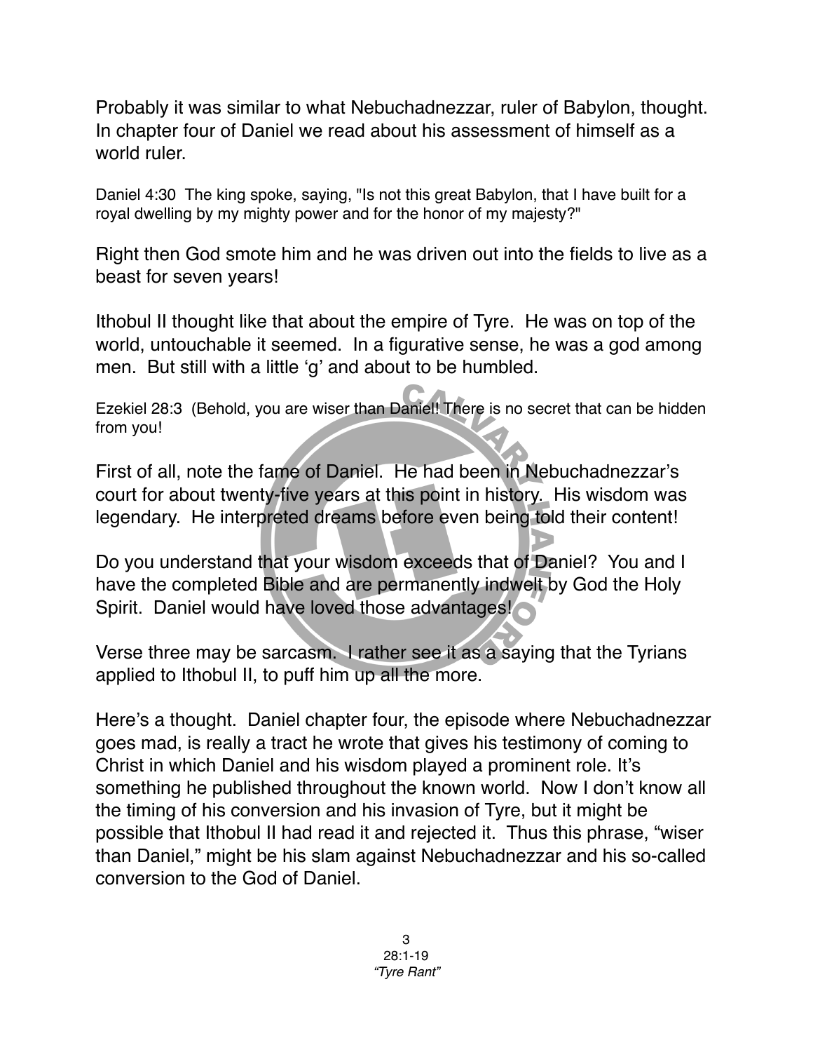Probably it was similar to what Nebuchadnezzar, ruler of Babylon, thought. In chapter four of Daniel we read about his assessment of himself as a world ruler.

Daniel 4:30 The king spoke, saying, "Is not this great Babylon, that I have built for a royal dwelling by my mighty power and for the honor of my majesty?"

Right then God smote him and he was driven out into the fields to live as a beast for seven years!

Ithobul II thought like that about the empire of Tyre. He was on top of the world, untouchable it seemed. In a figurative sense, he was a god among men. But still with a little 'g' and about to be humbled.

Ezekiel 28:3 (Behold, you are wiser than Daniel! There is no secret that can be hidden from you!

First of all, note the fame of Daniel. He had been in Nebuchadnezzar's court for about twenty-five years at this point in history. His wisdom was legendary. He interpreted dreams before even being told their content!

Do you understand that your wisdom exceeds that of Daniel? You and I have the completed Bible and are permanently indwelt by God the Holy Spirit. Daniel would have loved those advantages!

Verse three may be sarcasm. I rather see it as a saying that the Tyrians applied to Ithobul II, to puff him up all the more.

Here's a thought. Daniel chapter four, the episode where Nebuchadnezzar goes mad, is really a tract he wrote that gives his testimony of coming to Christ in which Daniel and his wisdom played a prominent role. It's something he published throughout the known world. Now I don't know all the timing of his conversion and his invasion of Tyre, but it might be possible that Ithobul II had read it and rejected it. Thus this phrase, "wiser than Daniel," might be his slam against Nebuchadnezzar and his so-called conversion to the God of Daniel.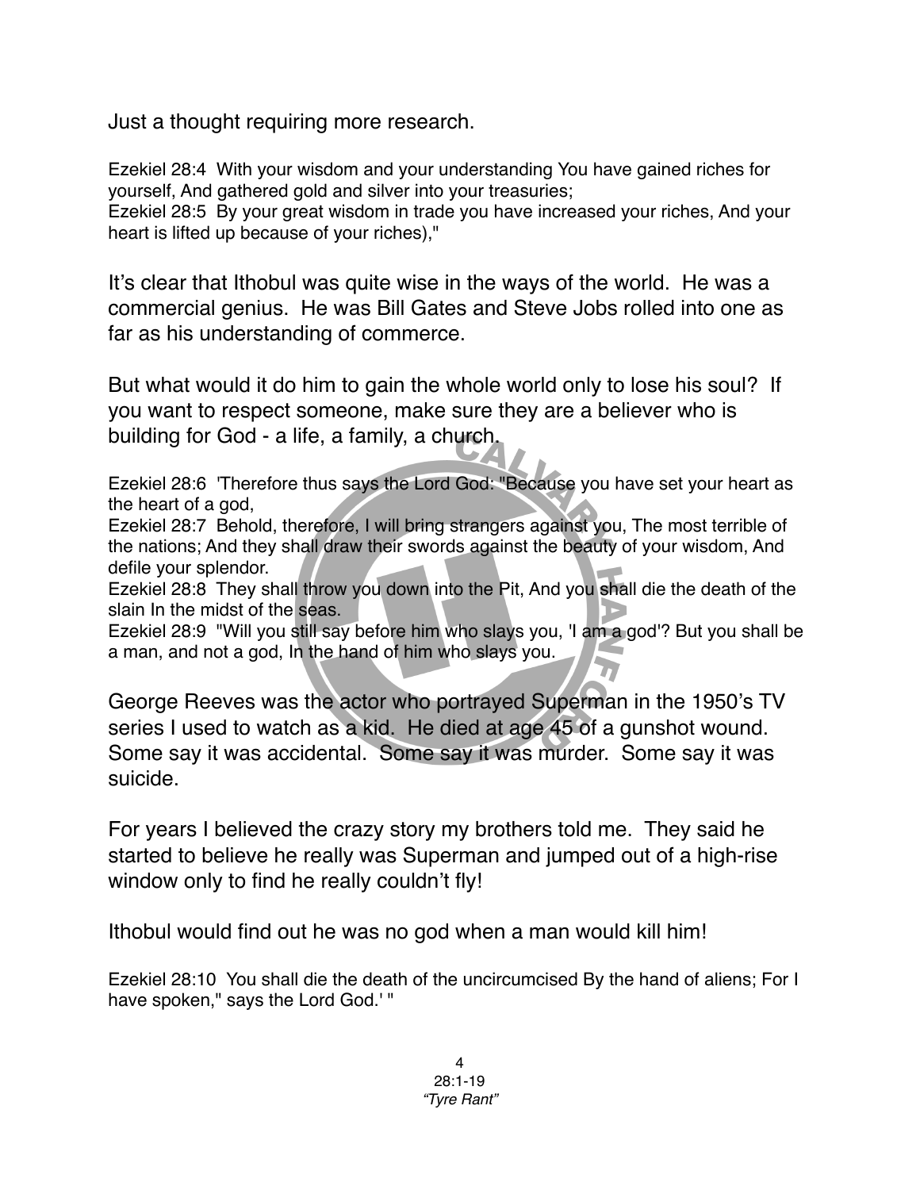Just a thought requiring more research.

Ezekiel 28:4  With your wisdom and your understanding You have gained riches for yourself, And gathered gold and silver into your treasuries;
Ezekiel 28:5  By your great wisdom in trade you have increased your riches, And your heart is lifted up because of your riches),"

It's clear that Ithobul was quite wise in the ways of the world.  He was a commercial genius.  He was Bill Gates and Steve Jobs rolled into one as far as his understanding of commerce.

But what would it do him to gain the whole world only to lose his soul?  If you want to respect someone, make sure they are a believer who is building for God - a life, a family, a church.

Ezekiel 28:6  'Therefore thus says the Lord God: "Because you have set your heart as the heart of a god,
Ezekiel 28:7  Behold, therefore, I will bring strangers against you, The most terrible of the nations; And they shall draw their swords against the beauty of your wisdom, And defile your splendor.
Ezekiel 28:8  They shall throw you down into the Pit, And you shall die the death of the slain In the midst of the seas.
Ezekiel 28:9  "Will you still say before him who slays you, 'I am a god'? But you shall be a man, and not a god, In the hand of him who slays you.

George Reeves was the actor who portrayed Superman in the 1950's TV series I used to watch as a kid.  He died at age 45 of a gunshot wound. Some say it was accidental.  Some say it was murder.  Some say it was suicide.

For years I believed the crazy story my brothers told me.  They said he started to believe he really was Superman and jumped out of a high-rise window only to find he really couldn't fly!

Ithobul would find out he was no god when a man would kill him!

Ezekiel 28:10  You shall die the death of the uncircumcised By the hand of aliens; For I have spoken," says the Lord God.' "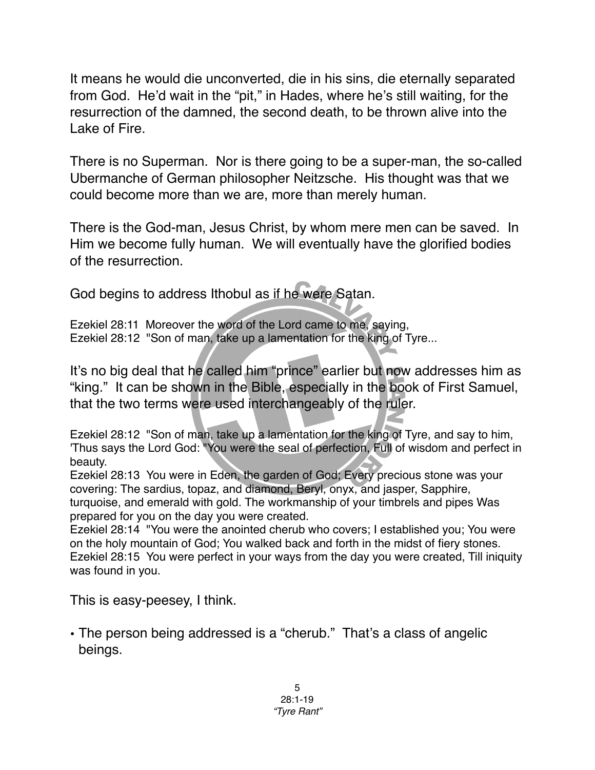It means he would die unconverted, die in his sins, die eternally separated from God. He'd wait in the "pit," in Hades, where he's still waiting, for the resurrection of the damned, the second death, to be thrown alive into the Lake of Fire.

There is no Superman. Nor is there going to be a super-man, the so-called Ubermanche of German philosopher Neitzsche. His thought was that we could become more than we are, more than merely human.

There is the God-man, Jesus Christ, by whom mere men can be saved. In Him we become fully human. We will eventually have the glorified bodies of the resurrection.

God begins to address Ithobul as if he were Satan.

Ezekiel 28:11 Moreover the word of the Lord came to me, saying,
Ezekiel 28:12 "Son of man, take up a lamentation for the king of Tyre...

It's no big deal that he called him "prince" earlier but now addresses him as "king." It can be shown in the Bible, especially in the book of First Samuel, that the two terms were used interchangeably of the ruler.

Ezekiel 28:12 "Son of man, take up a lamentation for the king of Tyre, and say to him, 'Thus says the Lord God: "You were the seal of perfection, Full of wisdom and perfect in beauty.
Ezekiel 28:13 You were in Eden, the garden of God; Every precious stone was your covering: The sardius, topaz, and diamond, Beryl, onyx, and jasper, Sapphire, turquoise, and emerald with gold. The workmanship of your timbrels and pipes Was prepared for you on the day you were created.
Ezekiel 28:14 "You were the anointed cherub who covers; I established you; You were on the holy mountain of God; You walked back and forth in the midst of fiery stones.
Ezekiel 28:15 You were perfect in your ways from the day you were created, Till iniquity was found in you.

This is easy-peesey, I think.

- The person being addressed is a "cherub." That's a class of angelic beings.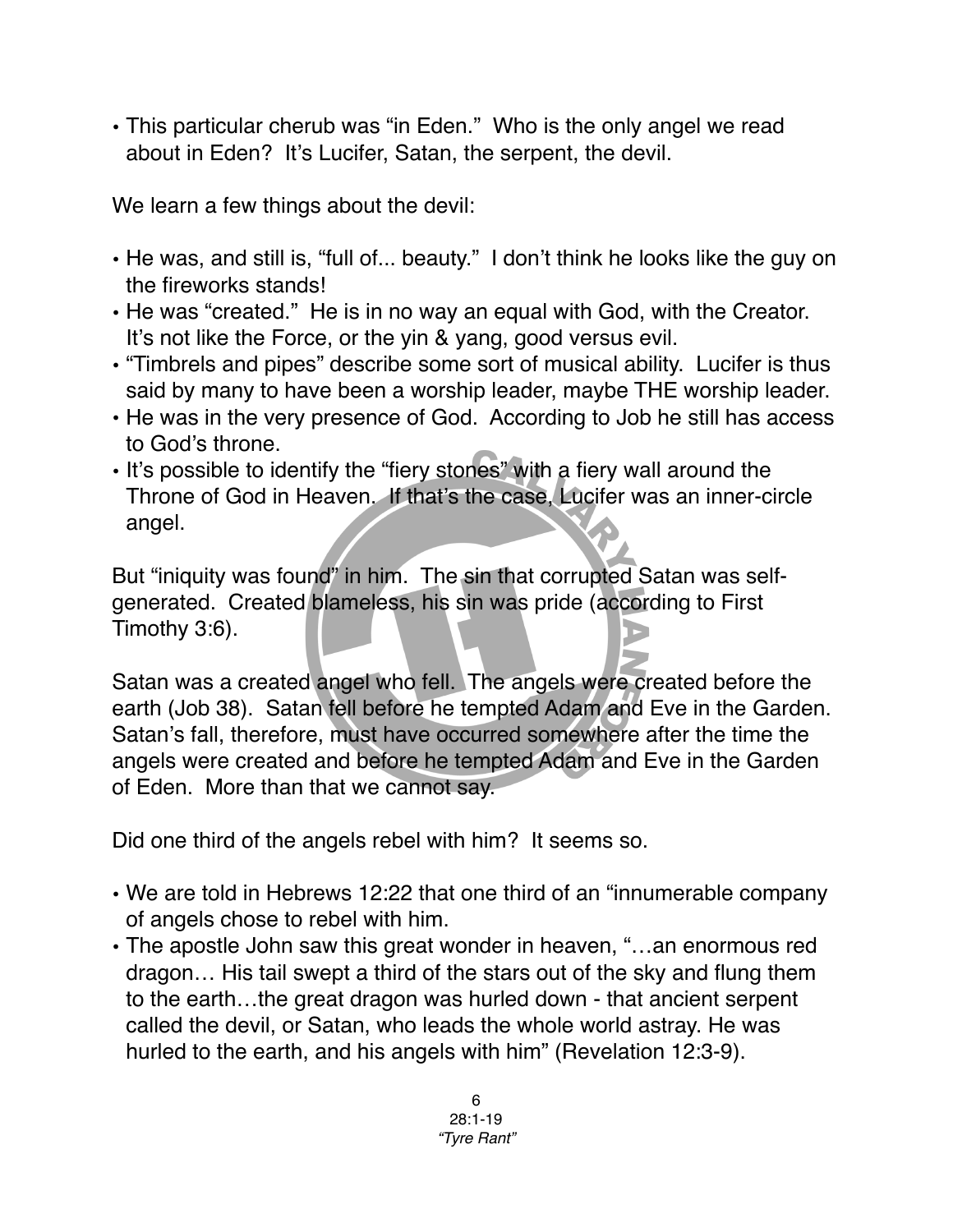- This particular cherub was "in Eden." Who is the only angel we read about in Eden? It's Lucifer, Satan, the serpent, the devil.

We learn a few things about the devil:

- He was, and still is, "full of... beauty." I don't think he looks like the guy on the fireworks stands!
- He was "created." He is in no way an equal with God, with the Creator. It's not like the Force, or the yin & yang, good versus evil.
- "Timbrels and pipes" describe some sort of musical ability. Lucifer is thus said by many to have been a worship leader, maybe THE worship leader.
- He was in the very presence of God. According to Job he still has access to God's throne.
- It's possible to identify the "fiery stones" with a fiery wall around the Throne of God in Heaven. If that's the case, Lucifer was an inner-circle angel.

But "iniquity was found" in him. The sin that corrupted Satan was self-generated. Created blameless, his sin was pride (according to First Timothy 3:6).

Satan was a created angel who fell. The angels were created before the earth (Job 38). Satan fell before he tempted Adam and Eve in the Garden. Satan's fall, therefore, must have occurred somewhere after the time the angels were created and before he tempted Adam and Eve in the Garden of Eden. More than that we cannot say.

Did one third of the angels rebel with him? It seems so.

- We are told in Hebrews 12:22 that one third of an "innumerable company of angels chose to rebel with him.
- The apostle John saw this great wonder in heaven, "…an enormous red dragon… His tail swept a third of the stars out of the sky and flung them to the earth…the great dragon was hurled down - that ancient serpent called the devil, or Satan, who leads the whole world astray. He was hurled to the earth, and his angels with him" (Revelation 12:3-9).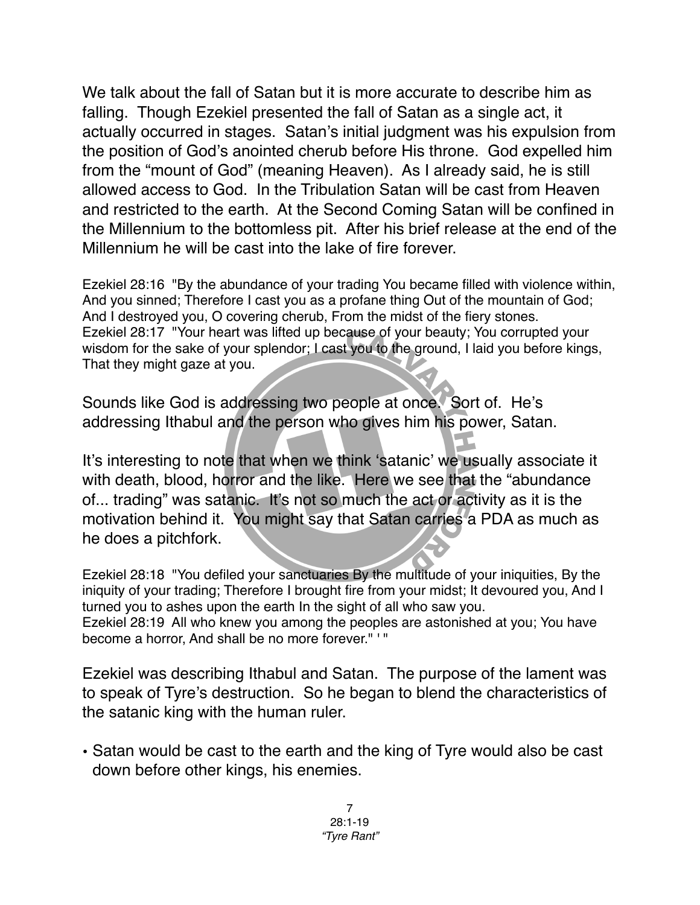We talk about the fall of Satan but it is more accurate to describe him as falling. Though Ezekiel presented the fall of Satan as a single act, it actually occurred in stages. Satan's initial judgment was his expulsion from the position of God's anointed cherub before His throne. God expelled him from the "mount of God" (meaning Heaven). As I already said, he is still allowed access to God. In the Tribulation Satan will be cast from Heaven and restricted to the earth. At the Second Coming Satan will be confined in the Millennium to the bottomless pit. After his brief release at the end of the Millennium he will be cast into the lake of fire forever.

Ezekiel 28:16 "By the abundance of your trading You became filled with violence within, And you sinned; Therefore I cast you as a profane thing Out of the mountain of God; And I destroyed you, O covering cherub, From the midst of the fiery stones.
Ezekiel 28:17 "Your heart was lifted up because of your beauty; You corrupted your wisdom for the sake of your splendor; I cast you to the ground, I laid you before kings, That they might gaze at you.

Sounds like God is addressing two people at once. Sort of. He's addressing Ithabul and the person who gives him his power, Satan.

It's interesting to note that when we think 'satanic' we usually associate it with death, blood, horror and the like. Here we see that the "abundance of... trading" was satanic. It's not so much the act or activity as it is the motivation behind it. You might say that Satan carries a PDA as much as he does a pitchfork.

Ezekiel 28:18 "You defiled your sanctuaries By the multitude of your iniquities, By the iniquity of your trading; Therefore I brought fire from your midst; It devoured you, And I turned you to ashes upon the earth In the sight of all who saw you.
Ezekiel 28:19 All who knew you among the peoples are astonished at you; You have become a horror, And shall be no more forever." ' "

Ezekiel was describing Ithabul and Satan. The purpose of the lament was to speak of Tyre's destruction. So he began to blend the characteristics of the satanic king with the human ruler.

- Satan would be cast to the earth and the king of Tyre would also be cast down before other kings, his enemies.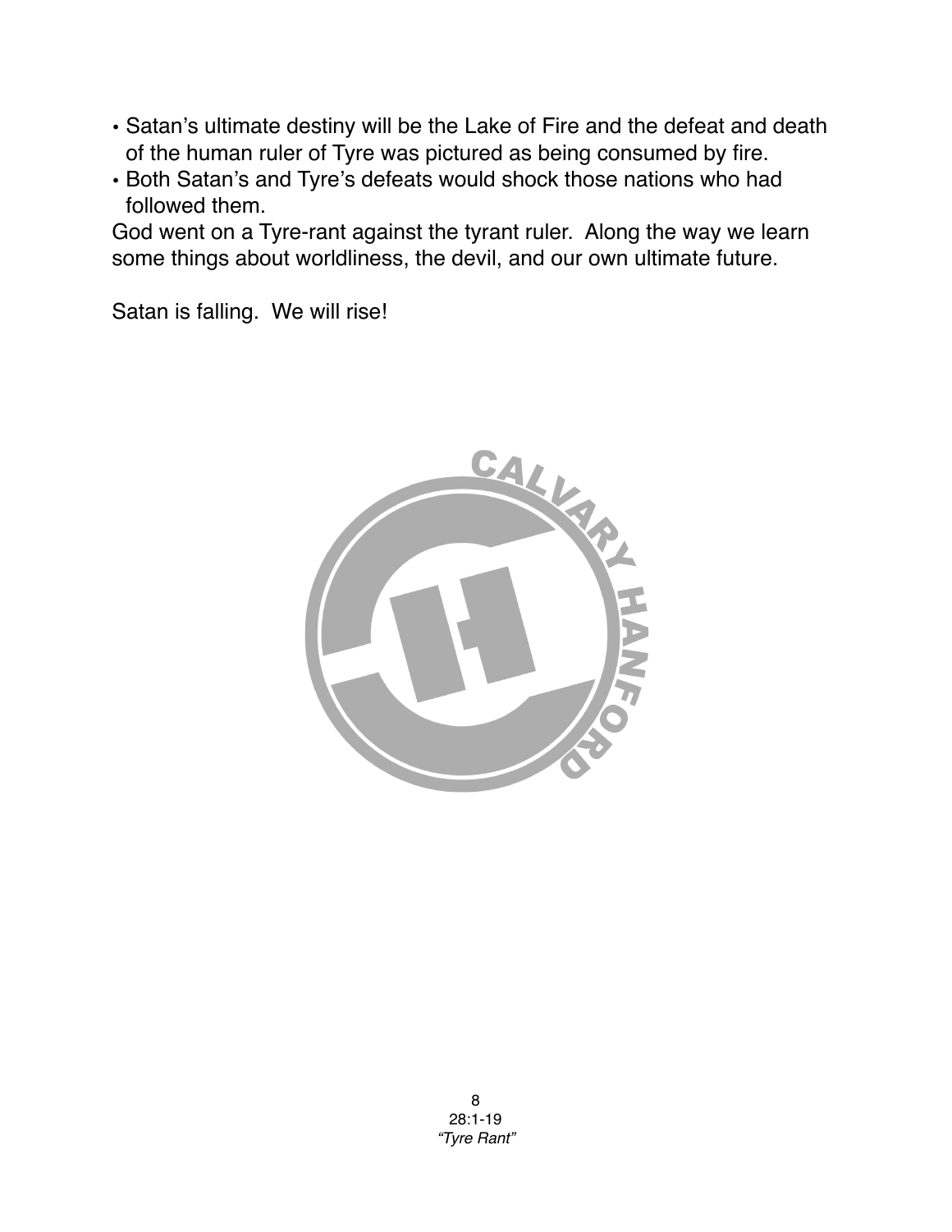- Satan's ultimate destiny will be the Lake of Fire and the defeat and death of the human ruler of Tyre was pictured as being consumed by fire.
- Both Satan's and Tyre's defeats would shock those nations who had followed them.

God went on a Tyre-rant against the tyrant ruler. Along the way we learn some things about worldliness, the devil, and our own ultimate future.

Satan is falling. We will rise!